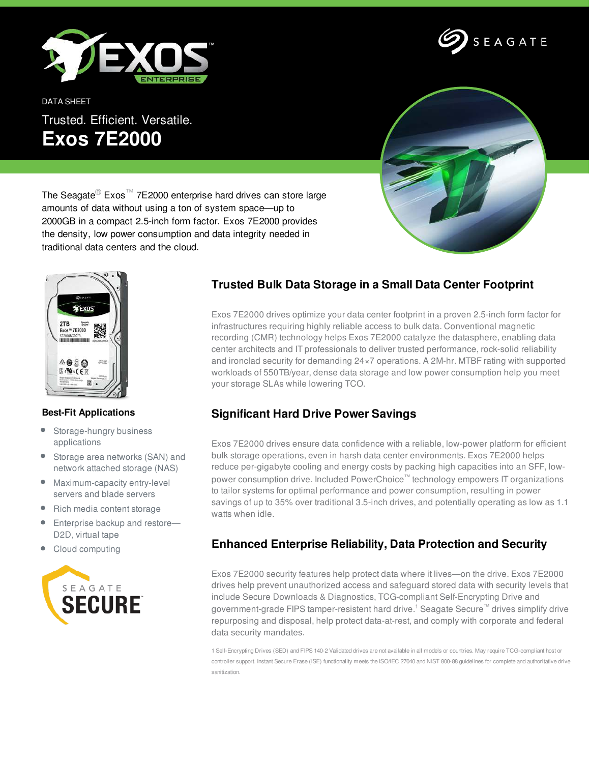DATA SHEET

Trusted. Efficient. Versatile.

# Exos 7E2000

The Seagate® Exos™ 7E2000 enterprise hard drives can store large amounts of data without using a ton of system space—up to 2000GB in a compact 2.5-inch form factor. Exos 7E2000 provides the density, low power consumption and data integrity needed in traditional data centers and the cloud.

### Best-Fit Applications

- Storage-hungry business applications
- Storage area networks (SAN) and network attached storage (NAS)
- Maximum-capacity entry-level servers and blade servers
- Rich media content storage
- Enterprise backup and restore—D2D, virtual tape
- Cloud computing

## Trusted Bulk Data Storage in a Small Data Center Footprint

Exos 7E2000 drives optimize your data center footprint in a proven 2.5-inch form factor for infrastructures requiring highly reliable access to bulk data. Conventional magnetic recording (CMR) technology helps Exos 7E2000 catalyze the datasphere, enabling data center architects and IT professionals to deliver trusted performance, rock-solid reliability and ironclad security for demanding 24×7 operations. A 2M-hr. MTBF rating with supported workloads of 550TB/year, dense data storage and low power consumption help you meet your storage SLAs while lowering TCO.

## Significant Hard Drive Power Savings

Exos 7E2000 drives ensure data confidence with a reliable, low-power platform for efficient bulk storage operations, even in harsh data center environments. Exos 7E2000 helps reduce per-gigabyte cooling and energy costs by packing high capacities into an SFF, low-power consumption drive. Included PowerChoice™ technology empowers IT organizations to tailor systems for optimal performance and power consumption, resulting in power savings of up to 35% over traditional 3.5-inch drives, and potentially operating as low as 1.1 watts when idle.

## Enhanced Enterprise Reliability, Data Protection and Security

Exos 7E2000 security features help protect data where it lives—on the drive. Exos 7E2000 drives help prevent unauthorized access and safeguard stored data with security levels that include Secure Downloads & Diagnostics, TCG-compliant Self-Encrypting Drive and government-grade FIPS tamper-resistent hard drive.[1] Seagate Secure™ drives simplify drive repurposing and disposal, help protect data-at-rest, and comply with corporate and federal data security mandates.

1 Self-Encrypting Drives (SED) and FIPS 140-2 Validated drives are not available in all models or countries. May require TCG-compliant host or controller support. Instant Secure Erase (ISE) functionality meets the ISO/IEC 27040 and NIST 800-88 guidelines for complete and authoritative drive sanitization.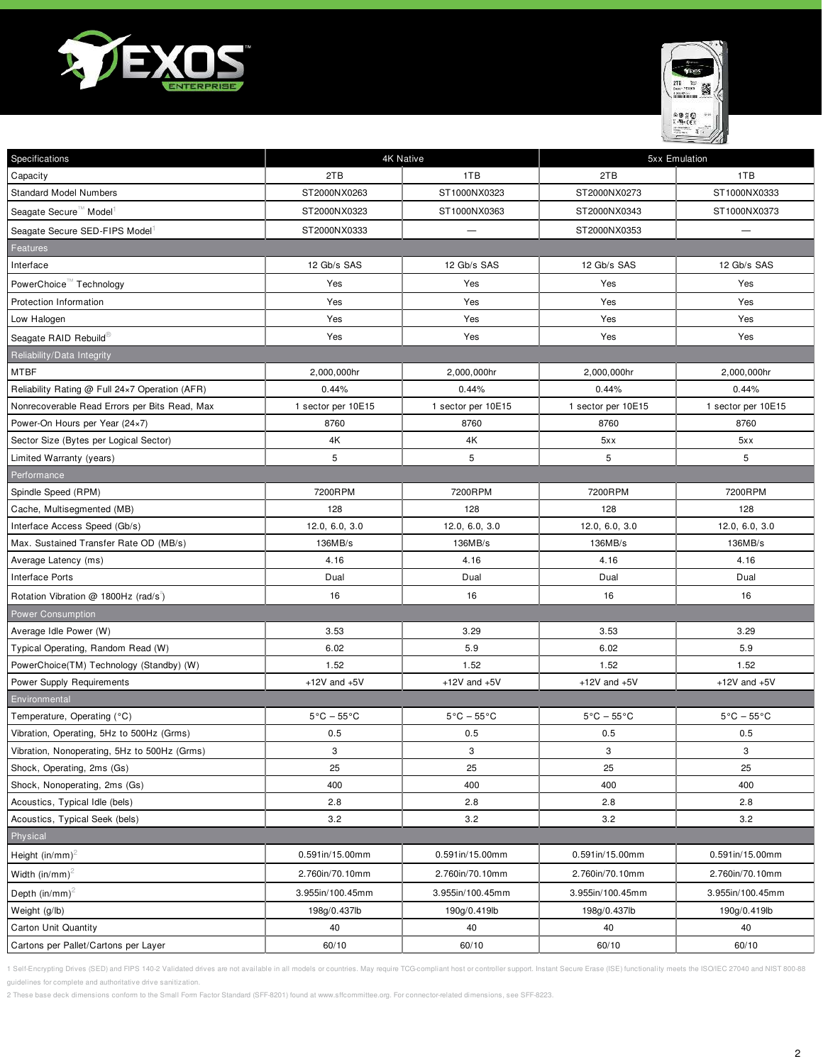| Specifications | 4K Native | | 5xx Emulation | |
|---|---|---|---|---|
| Capacity | 2TB | 1TB | 2TB | 1TB |
| Standard Model Numbers | ST2000NX0263 | ST1000NX0323 | ST2000NX0273 | ST1000NX0333 |
| Seagate Secure™ Model[1] | ST2000NX0323 | ST1000NX0363 | ST2000NX0343 | ST1000NX0373 |
| Seagate Secure SED-FIPS Model[1] | ST2000NX0333 | — | ST2000NX0353 | — |
| **Features** | | | | |
| Interface | 12 Gb/s SAS | 12 Gb/s SAS | 12 Gb/s SAS | 12 Gb/s SAS |
| PowerChoice™ Technology | Yes | Yes | Yes | Yes |
| Protection Information | Yes | Yes | Yes | Yes |
| Low Halogen | Yes | Yes | Yes | Yes |
| Seagate RAID Rebuild® | Yes | Yes | Yes | Yes |
| **Reliability/Data Integrity** | | | | |
| MTBF | 2,000,000hr | 2,000,000hr | 2,000,000hr | 2,000,000hr |
| Reliability Rating @ Full 24×7 Operation (AFR) | 0.44% | 0.44% | 0.44% | 0.44% |
| Nonrecoverable Read Errors per Bits Read, Max | 1 sector per 10E15 | 1 sector per 10E15 | 1 sector per 10E15 | 1 sector per 10E15 |
| Power-On Hours per Year (24×7) | 8760 | 8760 | 8760 | 8760 |
| Sector Size (Bytes per Logical Sector) | 4K | 4K | 5xx | 5xx |
| Limited Warranty (years) | 5 | 5 | 5 | 5 |
| **Performance** | | | | |
| Spindle Speed (RPM) | 7200RPM | 7200RPM | 7200RPM | 7200RPM |
| Cache, Multisegmented (MB) | 128 | 128 | 128 | 128 |
| Interface Access Speed (Gb/s) | 12.0, 6.0, 3.0 | 12.0, 6.0, 3.0 | 12.0, 6.0, 3.0 | 12.0, 6.0, 3.0 |
| Max. Sustained Transfer Rate OD (MB/s) | 136MB/s | 136MB/s | 136MB/s | 136MB/s |
| Average Latency (ms) | 4.16 | 4.16 | 4.16 | 4.16 |
| Interface Ports | Dual | Dual | Dual | Dual |
| Rotation Vibration @ 1800Hz (rad/s$^2$) | 16 | 16 | 16 | 16 |
| **Power Consumption** | | | | |
| Average Idle Power (W) | 3.53 | 3.29 | 3.53 | 3.29 |
| Typical Operating, Random Read (W) | 6.02 | 5.9 | 6.02 | 5.9 |
| PowerChoice(TM) Technology (Standby) (W) | 1.52 | 1.52 | 1.52 | 1.52 |
| Power Supply Requirements | +12V and +5V | +12V and +5V | +12V and +5V | +12V and +5V |
| **Environmental** | | | | |
| Temperature, Operating (°C) | 5°C – 55°C | 5°C – 55°C | 5°C – 55°C | 5°C – 55°C |
| Vibration, Operating, 5Hz to 500Hz (Grms) | 0.5 | 0.5 | 0.5 | 0.5 |
| Vibration, Nonoperating, 5Hz to 500Hz (Grms) | 3 | 3 | 3 | 3 |
| Shock, Operating, 2ms (Gs) | 25 | 25 | 25 | 25 |
| Shock, Nonoperating, 2ms (Gs) | 400 | 400 | 400 | 400 |
| Acoustics, Typical Idle (bels) | 2.8 | 2.8 | 2.8 | 2.8 |
| Acoustics, Typical Seek (bels) | 3.2 | 3.2 | 3.2 | 3.2 |
| **Physical** | | | | |
| Height (in/mm)[2] | 0.591in/15.00mm | 0.591in/15.00mm | 0.591in/15.00mm | 0.591in/15.00mm |
| Width (in/mm)[2] | 2.760in/70.10mm | 2.760in/70.10mm | 2.760in/70.10mm | 2.760in/70.10mm |
| Depth (in/mm)[2] | 3.955in/100.45mm | 3.955in/100.45mm | 3.955in/100.45mm | 3.955in/100.45mm |
| Weight (g/lb) | 198g/0.437lb | 190g/0.419lb | 198g/0.437lb | 190g/0.419lb |
| Carton Unit Quantity | 40 | 40 | 40 | 40 |
| Cartons per Pallet/Cartons per Layer | 60/10 | 60/10 | 60/10 | 60/10 |

1 Self-Encrypting Drives (SED) and FIPS 140-2 Validated drives are not available in all models or countries. May require TCG-compliant host or controller support. Instant Secure Erase (ISE) functionality meets the ISO/IEC 27040 and NIST 800-88 guidelines for complete and authoritative drive sanitization.

2 These base deck dimensions conform to the Small Form Factor Standard (SFF-8201) found at www.sffcommittee.org. For connector-related dimensions, see SFF-8223.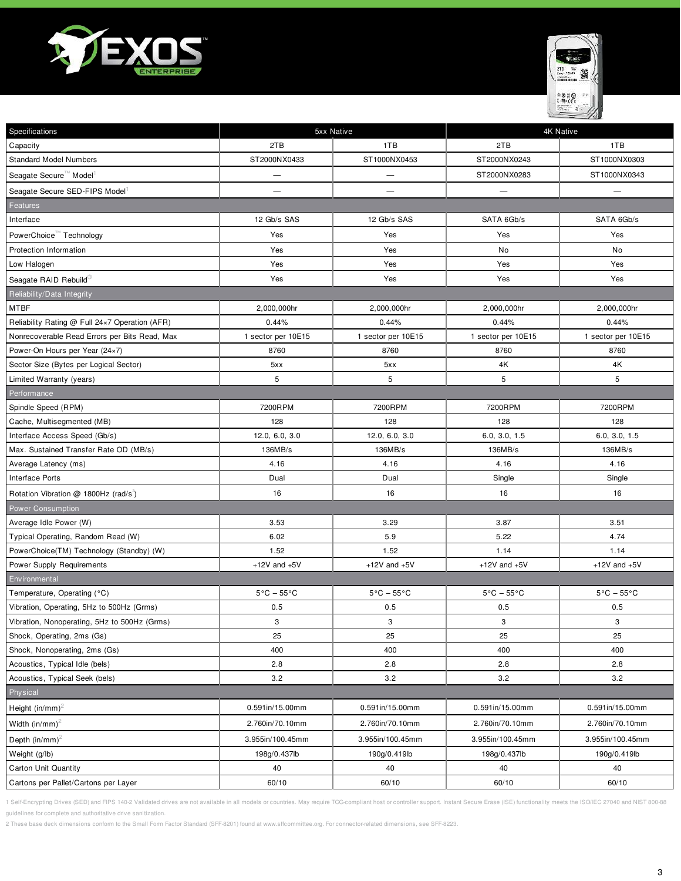# EXOS ENTERPRISE

| Specifications | 5xx Native | | 4K Native | |
|---|---|---|---|---|
| Capacity | 2TB | 1TB | 2TB | 1TB |
| Standard Model Numbers | ST2000NX0433 | ST1000NX0453 | ST2000NX0243 | ST1000NX0303 |
| Seagate Secure™ Model[1] | — | — | ST2000NX0283 | ST1000NX0343 |
| Seagate Secure SED-FIPS Model[1] | — | — | — | — |
| **Features** | | | | |
| Interface | 12 Gb/s SAS | 12 Gb/s SAS | SATA 6Gb/s | SATA 6Gb/s |
| PowerChoice™ Technology | Yes | Yes | Yes | Yes |
| Protection Information | Yes | Yes | No | No |
| Low Halogen | Yes | Yes | Yes | Yes |
| Seagate RAID Rebuild® | Yes | Yes | Yes | Yes |
| **Reliability/Data Integrity** | | | | |
| MTBF | 2,000,000hr | 2,000,000hr | 2,000,000hr | 2,000,000hr |
| Reliability Rating @ Full 24×7 Operation (AFR) | 0.44% | 0.44% | 0.44% | 0.44% |
| Nonrecoverable Read Errors per Bits Read, Max | 1 sector per 10E15 | 1 sector per 10E15 | 1 sector per 10E15 | 1 sector per 10E15 |
| Power-On Hours per Year (24×7) | 8760 | 8760 | 8760 | 8760 |
| Sector Size (Bytes per Logical Sector) | 5xx | 5xx | 4K | 4K |
| Limited Warranty (years) | 5 | 5 | 5 | 5 |
| **Performance** | | | | |
| Spindle Speed (RPM) | 7200RPM | 7200RPM | 7200RPM | 7200RPM |
| Cache, Multisegmented (MB) | 128 | 128 | 128 | 128 |
| Interface Access Speed (Gb/s) | 12.0, 6.0, 3.0 | 12.0, 6.0, 3.0 | 6.0, 3.0, 1.5 | 6.0, 3.0, 1.5 |
| Max. Sustained Transfer Rate OD (MB/s) | 136MB/s | 136MB/s | 136MB/s | 136MB/s |
| Average Latency (ms) | 4.16 | 4.16 | 4.16 | 4.16 |
| Interface Ports | Dual | Dual | Single | Single |
| Rotation Vibration @ 1800Hz (rad/s$^2$) | 16 | 16 | 16 | 16 |
| **Power Consumption** | | | | |
| Average Idle Power (W) | 3.53 | 3.29 | 3.87 | 3.51 |
| Typical Operating, Random Read (W) | 6.02 | 5.9 | 5.22 | 4.74 |
| PowerChoice(TM) Technology (Standby) (W) | 1.52 | 1.52 | 1.14 | 1.14 |
| Power Supply Requirements | +12V and +5V | +12V and +5V | +12V and +5V | +12V and +5V |
| **Environmental** | | | | |
| Temperature, Operating (°C) | 5°C – 55°C | 5°C – 55°C | 5°C – 55°C | 5°C – 55°C |
| Vibration, Operating, 5Hz to 500Hz (Grms) | 0.5 | 0.5 | 0.5 | 0.5 |
| Vibration, Nonoperating, 5Hz to 500Hz (Grms) | 3 | 3 | 3 | 3 |
| Shock, Operating, 2ms (Gs) | 25 | 25 | 25 | 25 |
| Shock, Nonoperating, 2ms (Gs) | 400 | 400 | 400 | 400 |
| Acoustics, Typical Idle (bels) | 2.8 | 2.8 | 2.8 | 2.8 |
| Acoustics, Typical Seek (bels) | 3.2 | 3.2 | 3.2 | 3.2 |
| **Physical** | | | | |
| Height (in/mm)[2] | 0.591in/15.00mm | 0.591in/15.00mm | 0.591in/15.00mm | 0.591in/15.00mm |
| Width (in/mm)[2] | 2.760in/70.10mm | 2.760in/70.10mm | 2.760in/70.10mm | 2.760in/70.10mm |
| Depth (in/mm)[2] | 3.955in/100.45mm | 3.955in/100.45mm | 3.955in/100.45mm | 3.955in/100.45mm |
| Weight (g/lb) | 198g/0.437lb | 190g/0.419lb | 198g/0.437lb | 190g/0.419lb |
| Carton Unit Quantity | 40 | 40 | 40 | 40 |
| Cartons per Pallet/Cartons per Layer | 60/10 | 60/10 | 60/10 | 60/10 |

1 Self-Encrypting Drives (SED) and FIPS 140-2 Validated drives are not available in all models or countries. May require TCG-compliant host or controller support. Instant Secure Erase (ISE) functionality meets the ISO/IEC 27040 and NIST 800-88 guidelines for complete and authoritative drive sanitization.

2 These base deck dimensions conform to the Small Form Factor Standard (SFF-8201) found at www.sffcommittee.org. For connector-related dimensions, see SFF-8223.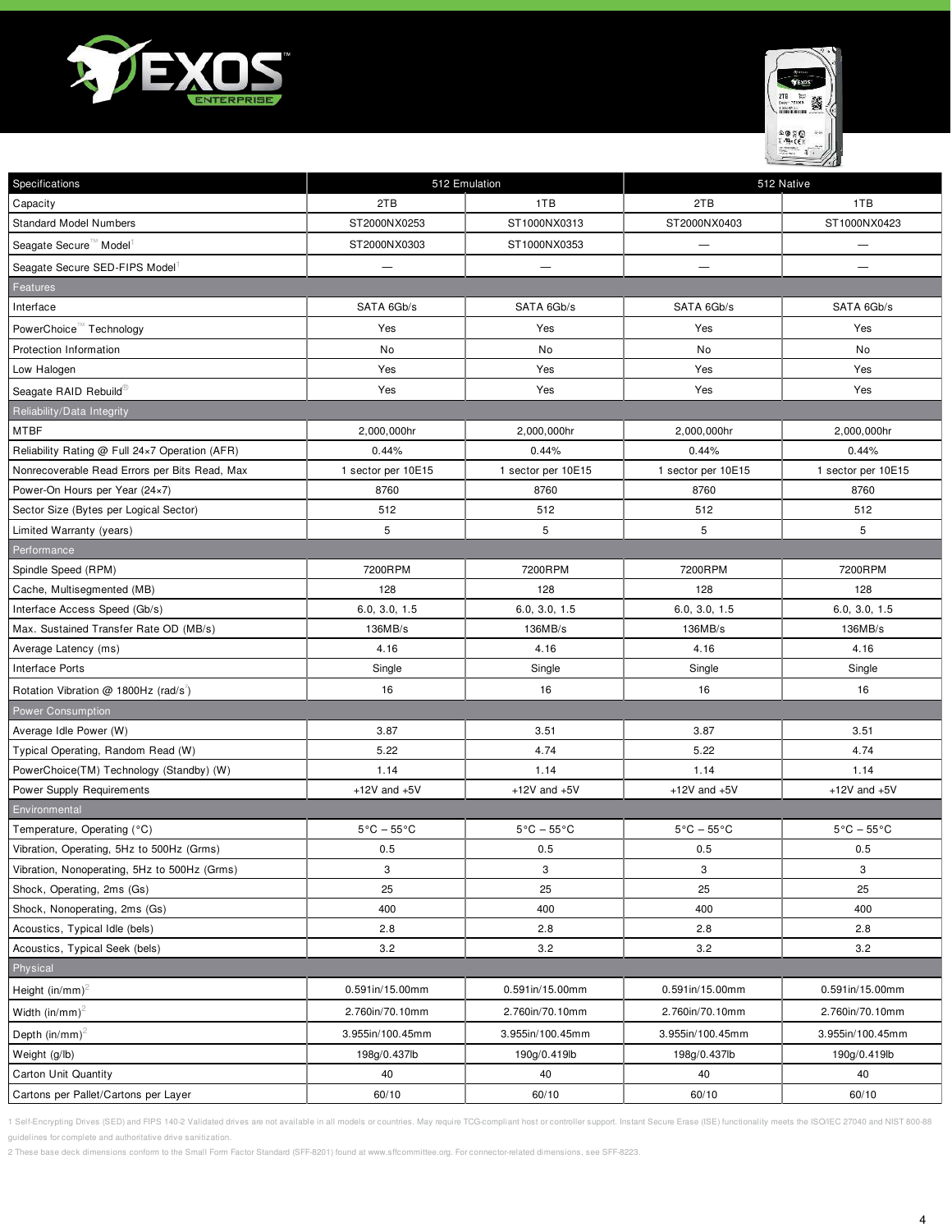# EXOS ENTERPRISE

| Specifications | 512 Emulation | | 512 Native | |
|---|---|---|---|---|
| Capacity | 2TB | 1TB | 2TB | 1TB |
| Standard Model Numbers | ST2000NX0253 | ST1000NX0313 | ST2000NX0403 | ST1000NX0423 |
| Seagate Secure™ Model[1] | ST2000NX0303 | ST1000NX0353 | — | — |
| Seagate Secure SED-FIPS Model[1] | — | — | — | — |
| **Features** | | | | |
| Interface | SATA 6Gb/s | SATA 6Gb/s | SATA 6Gb/s | SATA 6Gb/s |
| PowerChoice™ Technology | Yes | Yes | Yes | Yes |
| Protection Information | No | No | No | No |
| Low Halogen | Yes | Yes | Yes | Yes |
| Seagate RAID Rebuild® | Yes | Yes | Yes | Yes |
| **Reliability/Data Integrity** | | | | |
| MTBF | 2,000,000hr | 2,000,000hr | 2,000,000hr | 2,000,000hr |
| Reliability Rating @ Full 24×7 Operation (AFR) | 0.44% | 0.44% | 0.44% | 0.44% |
| Nonrecoverable Read Errors per Bits Read, Max | 1 sector per 10E15 | 1 sector per 10E15 | 1 sector per 10E15 | 1 sector per 10E15 |
| Power-On Hours per Year (24×7) | 8760 | 8760 | 8760 | 8760 |
| Sector Size (Bytes per Logical Sector) | 512 | 512 | 512 | 512 |
| Limited Warranty (years) | 5 | 5 | 5 | 5 |
| **Performance** | | | | |
| Spindle Speed (RPM) | 7200RPM | 7200RPM | 7200RPM | 7200RPM |
| Cache, Multisegmented (MB) | 128 | 128 | 128 | 128 |
| Interface Access Speed (Gb/s) | 6.0, 3.0, 1.5 | 6.0, 3.0, 1.5 | 6.0, 3.0, 1.5 | 6.0, 3.0, 1.5 |
| Max. Sustained Transfer Rate OD (MB/s) | 136MB/s | 136MB/s | 136MB/s | 136MB/s |
| Average Latency (ms) | 4.16 | 4.16 | 4.16 | 4.16 |
| Interface Ports | Single | Single | Single | Single |
| Rotation Vibration @ 1800Hz (rad/s$^2$) | 16 | 16 | 16 | 16 |
| **Power Consumption** | | | | |
| Average Idle Power (W) | 3.87 | 3.51 | 3.87 | 3.51 |
| Typical Operating, Random Read (W) | 5.22 | 4.74 | 5.22 | 4.74 |
| PowerChoice(TM) Technology (Standby) (W) | 1.14 | 1.14 | 1.14 | 1.14 |
| Power Supply Requirements | +12V and +5V | +12V and +5V | +12V and +5V | +12V and +5V |
| **Environmental** | | | | |
| Temperature, Operating (°C) | 5°C – 55°C | 5°C – 55°C | 5°C – 55°C | 5°C – 55°C |
| Vibration, Operating, 5Hz to 500Hz (Grms) | 0.5 | 0.5 | 0.5 | 0.5 |
| Vibration, Nonoperating, 5Hz to 500Hz (Grms) | 3 | 3 | 3 | 3 |
| Shock, Operating, 2ms (Gs) | 25 | 25 | 25 | 25 |
| Shock, Nonoperating, 2ms (Gs) | 400 | 400 | 400 | 400 |
| Acoustics, Typical Idle (bels) | 2.8 | 2.8 | 2.8 | 2.8 |
| Acoustics, Typical Seek (bels) | 3.2 | 3.2 | 3.2 | 3.2 |
| **Physical** | | | | |
| Height (in/mm)[2] | 0.591in/15.00mm | 0.591in/15.00mm | 0.591in/15.00mm | 0.591in/15.00mm |
| Width (in/mm)[2] | 2.760in/70.10mm | 2.760in/70.10mm | 2.760in/70.10mm | 2.760in/70.10mm |
| Depth (in/mm)[2] | 3.955in/100.45mm | 3.955in/100.45mm | 3.955in/100.45mm | 3.955in/100.45mm |
| Weight (g/lb) | 198g/0.437lb | 190g/0.419lb | 198g/0.437lb | 190g/0.419lb |
| Carton Unit Quantity | 40 | 40 | 40 | 40 |
| Cartons per Pallet/Cartons per Layer | 60/10 | 60/10 | 60/10 | 60/10 |

1 Self-Encrypting Drives (SED) and FIPS 140-2 Validated drives are not available in all models or countries. May require TCG-compliant host or controller support. Instant Secure Erase (ISE) functionality meets the ISO/IEC 27040 and NIST 800-88 guidelines for complete and authoritative drive sanitization.

2 These base deck dimensions conform to the Small Form Factor Standard (SFF-8201) found at www.sffcommittee.org. For connector-related dimensions, see SFF-8223.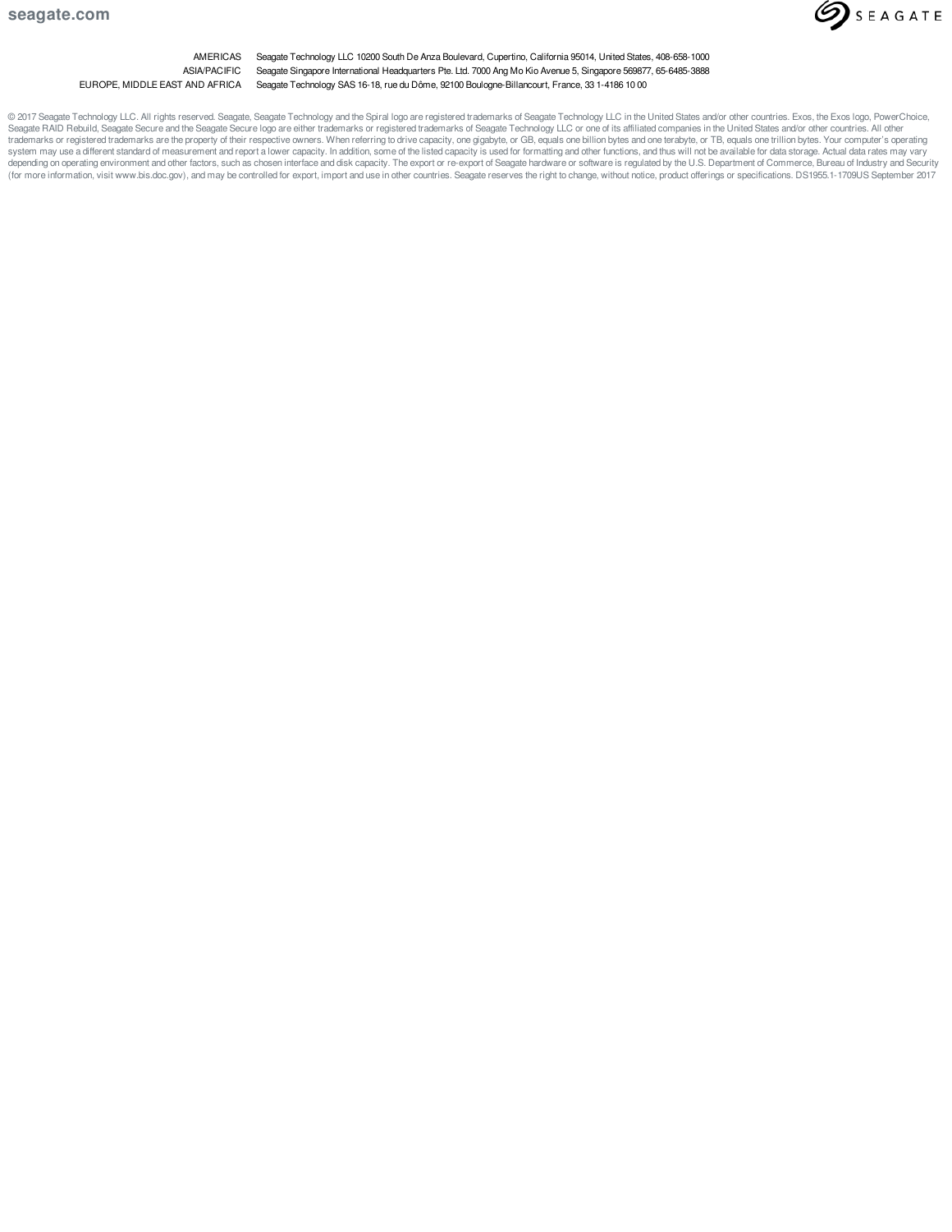| | |
|---|---|
| AMERICAS | Seagate Technology LLC 10200 South De Anza Boulevard, Cupertino, California 95014, United States, 408-658-1000 |
| ASIA/PACIFIC | Seagate Singapore International Headquarters Pte. Ltd. 7000 Ang Mo Kio Avenue 5, Singapore 569877, 65-6485-3888 |
| EUROPE, MIDDLE EAST AND AFRICA | Seagate Technology SAS 16-18, rue du Dôme, 92100 Boulogne-Billancourt, France, 33 1-4186 10 00 |

© 2017 Seagate Technology LLC. All rights reserved. Seagate, Seagate Technology and the Spiral logo are registered trademarks of Seagate Technology LLC in the United States and/or other countries. Exos, the Exos logo, PowerChoice, Seagate RAID Rebuild, Seagate Secure and the Seagate Secure logo are either trademarks or registered trademarks of Seagate Technology LLC or one of its affiliated companies in the United States and/or other countries. All other trademarks or registered trademarks are the property of their respective owners. When referring to drive capacity, one gigabyte, or GB, equals one billion bytes and one terabyte, or TB, equals one trillion bytes. Your computer's operating system may use a different standard of measurement and report a lower capacity. In addition, some of the listed capacity is used for formatting and other functions, and thus will not be available for data storage. Actual data rates may vary depending on operating environment and other factors, such as chosen interface and disk capacity. The export or re-export of Seagate hardware or software is regulated by the U.S. Department of Commerce, Bureau of Industry and Security (for more information, visit www.bis.doc.gov), and may be controlled for export, import and use in other countries. Seagate reserves the right to change, without notice, product offerings or specifications. DS1955.1-1709US September 2017